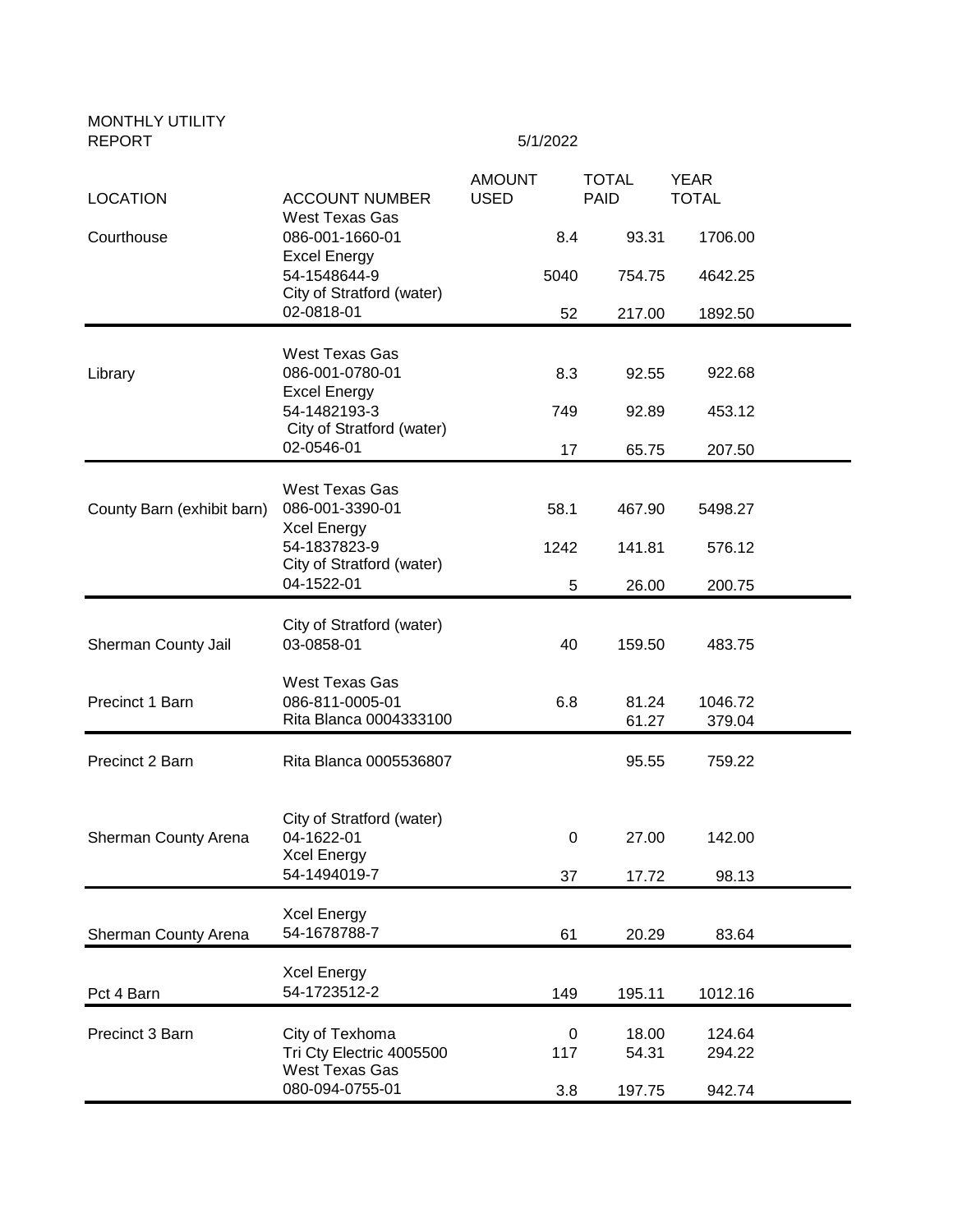MONTHLY UTILITY REPORT

5/1/2022

| LOCATION | ACCOUNT NUMBER | AMOUNT USED | TOTAL PAID | YEAR TOTAL |
|---|---|---|---|---|
| Courthouse | West Texas Gas 086-001-1660-01 | 8.4 | 93.31 | 1706.00 |
| | Excel Energy 54-1548644-9 | 5040 | 754.75 | 4642.25 |
| | City of Stratford (water) 02-0818-01 | 52 | 217.00 | 1892.50 |
| Library | West Texas Gas 086-001-0780-01 | 8.3 | 92.55 | 922.68 |
| | Excel Energy 54-1482193-3 | 749 | 92.89 | 453.12 |
| | City of Stratford (water) 02-0546-01 | 17 | 65.75 | 207.50 |
| County Barn (exhibit barn) | West Texas Gas 086-001-3390-01 | 58.1 | 467.90 | 5498.27 |
| | Xcel Energy 54-1837823-9 | 1242 | 141.81 | 576.12 |
| | City of Stratford (water) 04-1522-01 | 5 | 26.00 | 200.75 |
| Sherman County Jail | City of Stratford (water) 03-0858-01 | 40 | 159.50 | 483.75 |
| Precinct 1 Barn | West Texas Gas 086-811-0005-01 | 6.8 | 81.24 | 1046.72 |
| | Rita Blanca 0004333100 | | 61.27 | 379.04 |
| Precinct 2 Barn | Rita Blanca 0005536807 | | 95.55 | 759.22 |
| Sherman County Arena | City of Stratford (water) 04-1622-01 | 0 | 27.00 | 142.00 |
| | Xcel Energy 54-1494019-7 | 37 | 17.72 | 98.13 |
| Sherman County Arena | Xcel Energy 54-1678788-7 | 61 | 20.29 | 83.64 |
| Pct 4 Barn | Xcel Energy 54-1723512-2 | 149 | 195.11 | 1012.16 |
| Precinct 3 Barn | City of Texhoma | 0 | 18.00 | 124.64 |
| | Tri Cty Electric 4005500 | 117 | 54.31 | 294.22 |
| | West Texas Gas 080-094-0755-01 | 3.8 | 197.75 | 942.74 |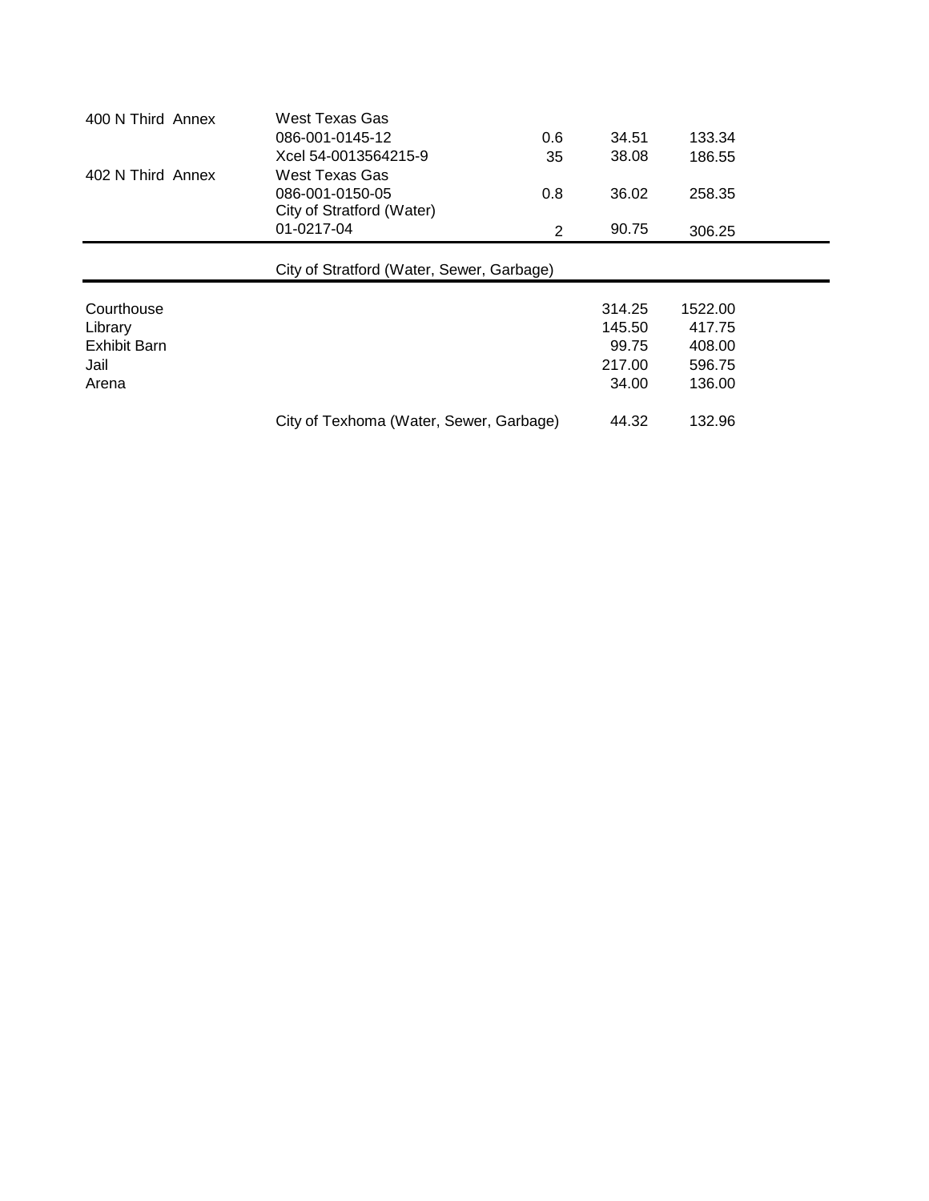| | | | | |
|---|---|---|---|---|
| 400 N Third Annex | West Texas Gas | | | |
| | 086-001-0145-12 | 0.6 | 34.51 | 133.34 |
| | Xcel 54-0013564215-9 | 35 | 38.08 | 186.55 |
| 402 N Third Annex | West Texas Gas | | | |
| | 086-001-0150-05 | 0.8 | 36.02 | 258.35 |
| | City of Stratford (Water) | | | |
| | 01-0217-04 | 2 | 90.75 | 306.25 |

| | | | | |
|---|---|---|---|---|
| | City of Stratford (Water, Sewer, Garbage) | | | |
| Courthouse | | | 314.25 | 1522.00 |
| Library | | | 145.50 | 417.75 |
| Exhibit Barn | | | 99.75 | 408.00 |
| Jail | | | 217.00 | 596.75 |
| Arena | | | 34.00 | 136.00 |
| | City of Texhoma (Water, Sewer, Garbage) | | 44.32 | 132.96 |